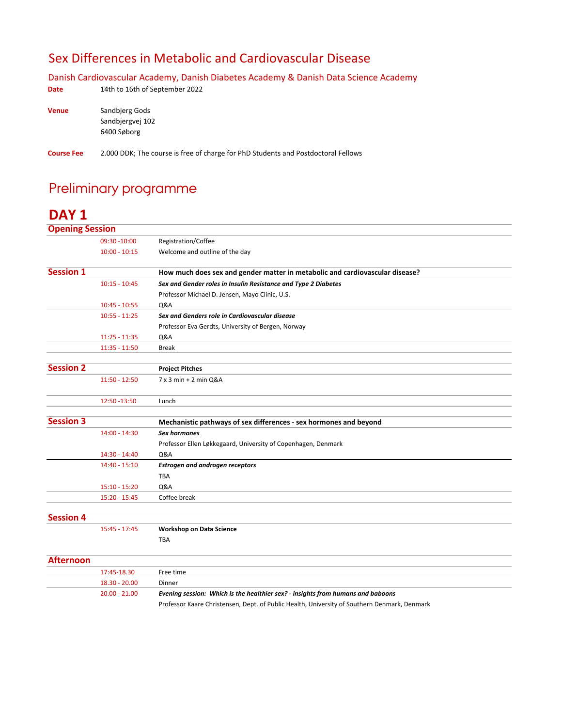# Sex Differences in Metabolic and Cardiovascular Disease

## Danish Cardiovascular Academy, Danish Diabetes Academy & Danish Data Science Academy

**Date** 14th to 16th of September 2022

**Venue** Sandbjerg Gods
Sandbjergvej 102
6400 Søborg

**Course Fee** 2.000 DDK; The course is free of charge for PhD Students and Postdoctoral Fellows

# Preliminary programme

## DAY 1

| **Opening Session** | | |
|---|---|---|
| | 09:30 -10:00 | Registration/Coffee |
| | 10:00 - 10:15 | Welcome and outline of the day |
| **Session 1** | | **How much does sex and gender matter in metabolic and cardiovascular disease?** |
| | 10:15 - 10:45 | ***Sex and Gender roles in Insulin Resistance and Type 2 Diabetes*** |
| | | Professor Michael D. Jensen, Mayo Clinic, U.S. |
| | 10:45 - 10:55 | Q&A |
| | 10:55 - 11:25 | ***Sex and Genders role in Cardiovascular disease*** |
| | | Professor Eva Gerdts, University of Bergen, Norway |
| | 11:25 - 11:35 | Q&A |
| | 11:35 - 11:50 | Break |
| **Session 2** | | **Project Pitches** |
| | 11:50 - 12:50 | 7 x 3 min + 2 min Q&A |
| | 12:50 -13:50 | Lunch |
| **Session 3** | | **Mechanistic pathways of sex differences - sex hormones and beyond** |
| | 14:00 - 14:30 | ***Sex hormones*** |
| | | Professor Ellen Løkkegaard, University of Copenhagen, Denmark |
| | 14:30 - 14:40 | Q&A |
| | 14:40 - 15:10 | ***Estrogen and androgen receptors*** |
| | | TBA |
| | 15:10 - 15:20 | Q&A |
| | 15:20 - 15:45 | Coffee break |
| **Session 4** | | |
| | 15:45 - 17:45 | **Workshop on Data Science** |
| | | TBA |
| **Afternoon** | | |
| | 17:45-18.30 | Free time |
| | 18.30 - 20.00 | Dinner |
| | 20.00 - 21.00 | ***Evening session: Which is the healthier sex? - insights from humans and baboons*** |
| | | Professor Kaare Christensen, Dept. of Public Health, University of Southern Denmark, Denmark |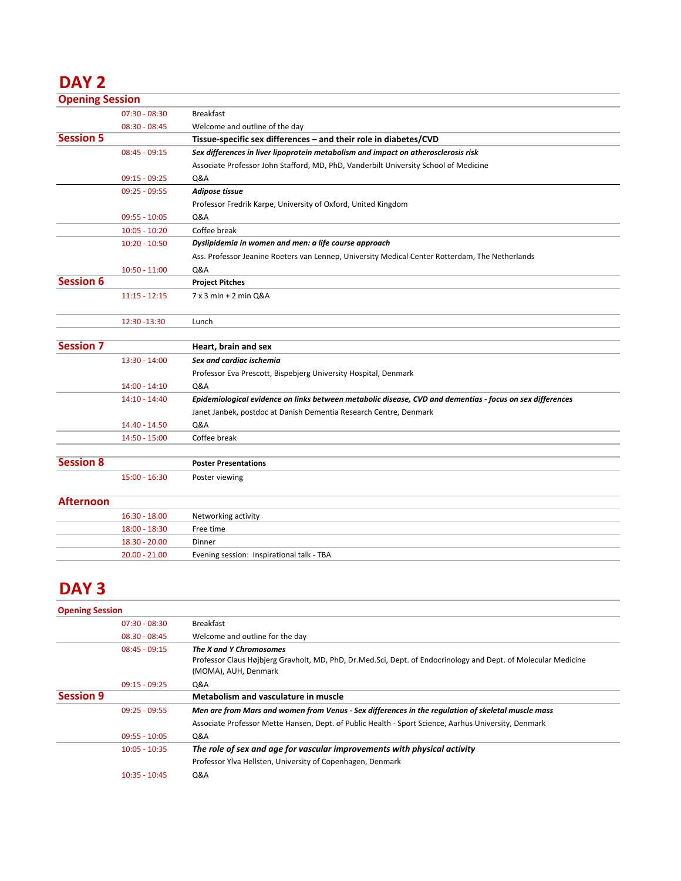# DAY 2

## Opening Session

| | | |
|---|---|---|
| | 07:30 - 08:30 | Breakfast |
| | 08:30 - 08:45 | Welcome and outline of the day |
| **Session 5** | | **Tissue-specific sex differences – and their role in diabetes/CVD** |
| | 08:45 - 09:15 | ***Sex differences in liver lipoprotein metabolism and impact on atherosclerosis risk*** |
| | | Associate Professor John Stafford, MD, PhD, Vanderbilt University School of Medicine |
| | 09:15 - 09:25 | Q&A |
| | 09:25 - 09:55 | ***Adipose tissue*** |
| | | Professor Fredrik Karpe, University of Oxford, United Kingdom |
| | 09:55 - 10:05 | Q&A |
| | 10:05 - 10:20 | Coffee break |
| | 10:20 - 10:50 | ***Dyslipidemia in women and men: a life course approach*** |
| | | Ass. Professor Jeanine Roeters van Lennep, University Medical Center Rotterdam, The Netherlands |
| | 10:50 - 11:00 | Q&A |
| **Session 6** | | **Project Pitches** |
| | 11:15 - 12:15 | 7 x 3 min + 2 min Q&A |
| | 12:30 -13:30 | Lunch |
| **Session 7** | | **Heart, brain and sex** |
| | 13:30 - 14:00 | ***Sex and cardiac ischemia*** |
| | | Professor Eva Prescott, Bispebjerg University Hospital, Denmark |
| | 14:00 - 14:10 | Q&A |
| | 14:10 - 14:40 | ***Epidemiological evidence on links between metabolic disease, CVD and dementias - focus on sex differences*** |
| | | Janet Janbek, postdoc at Danish Dementia Research Centre, Denmark |
| | 14.40 - 14.50 | Q&A |
| | 14:50 - 15:00 | Coffee break |
| **Session 8** | | **Poster Presentations** |
| | 15:00 - 16:30 | Poster viewing |

## Afternoon

| | | |
|---|---|---|
| | 16.30 - 18.00 | Networking activity |
| | 18:00 - 18.30 | Free time |
| | 18.30 - 20.00 | Dinner |
| | 20.00 - 21.00 | Evening session: Inspirational talk - TBA |

# DAY 3

## Opening Session

| | | |
|---|---|---|
| | 07:30 - 08:30 | Breakfast |
| | 08.30 - 08:45 | Welcome and outline for the day |
| | 08:45 - 09:15 | ***The X and Y Chromosomes*** Professor Claus Højbjerg Gravholt, MD, PhD, Dr.Med.Sci, Dept. of Endocrinology and Dept. of Molecular Medicine (MOMA), AUH, Denmark |
| | 09:15 - 09:25 | Q&A |
| **Session 9** | | **Metabolism and vasculature in muscle** |
| | 09:25 - 09:55 | ***Men are from Mars and women from Venus - Sex differences in the regulation of skeletal muscle mass*** |
| | | Associate Professor Mette Hansen, Dept. of Public Health - Sport Science, Aarhus University, Denmark |
| | 09:55 - 10:05 | Q&A |
| | 10:05 - 10:35 | ***The role of sex and age for vascular improvements with physical activity*** |
| | | Professor Ylva Hellsten, University of Copenhagen, Denmark |
| | 10:35 - 10:45 | Q&A |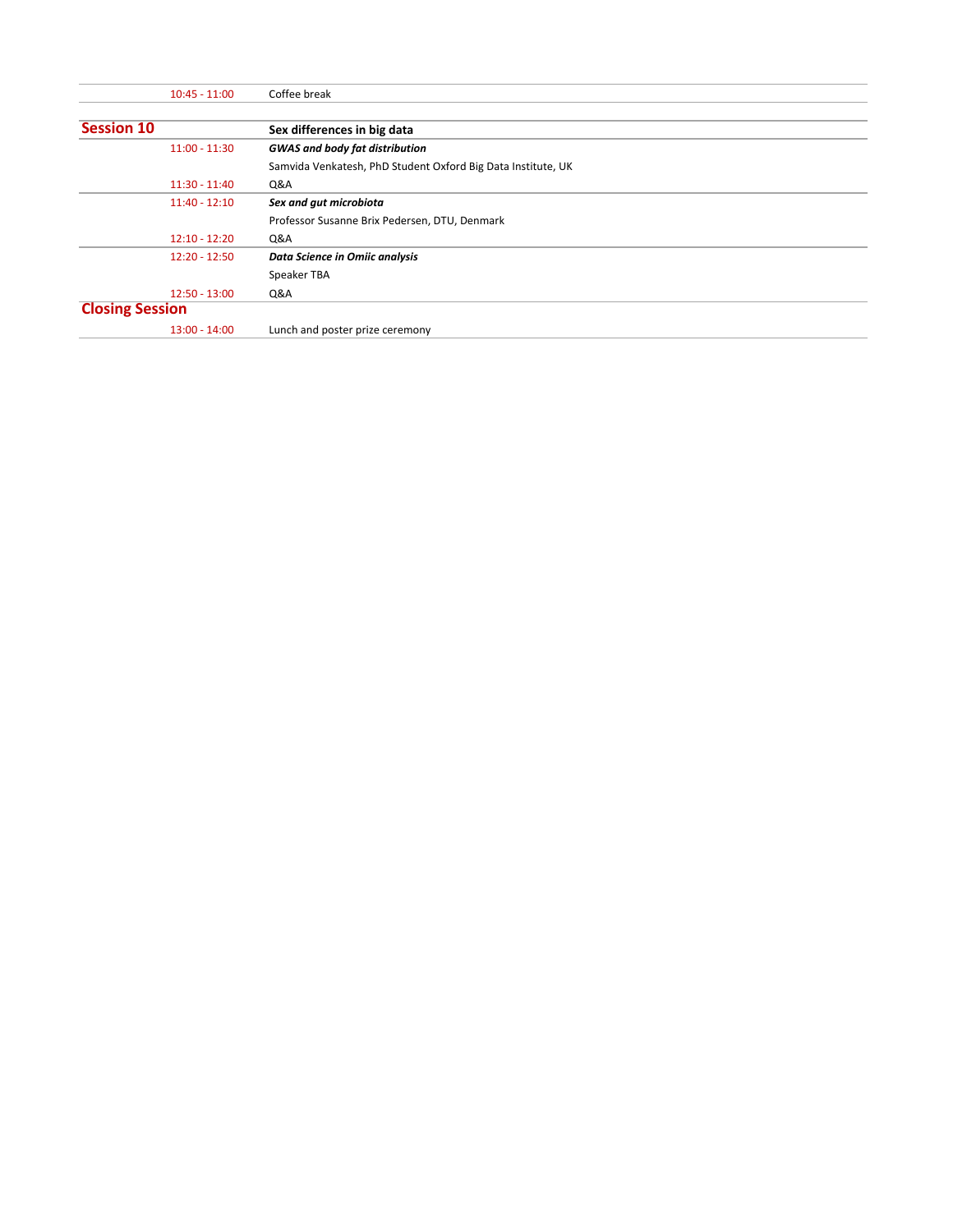| | | |
|---|---|---|
| | 10:45 - 11:00 | Coffee break |
| **Session 10** | | **Sex differences in big data** |
| | 11:00 - 11:30 | ***GWAS and body fat distribution*** |
| | | Samvida Venkatesh, PhD Student Oxford Big Data Institute, UK |
| | 11:30 - 11:40 | Q&A |
| | 11:40 - 12:10 | ***Sex and gut microbiota*** |
| | | Professor Susanne Brix Pedersen, DTU, Denmark |
| | 12:10 - 12:20 | Q&A |
| | 12:20 - 12:50 | ***Data Science in Omiic analysis*** |
| | | Speaker TBA |
| | 12:50 - 13:00 | Q&A |
| **Closing Session** | | |
| | 13:00 - 14:00 | Lunch and poster prize ceremony |